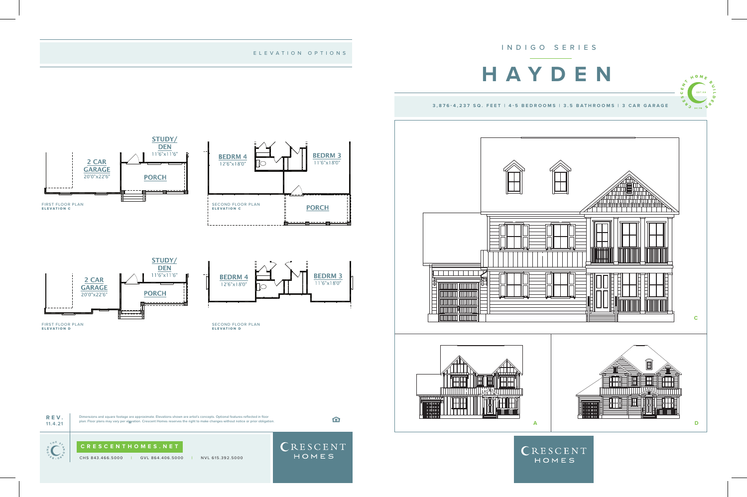## ELEVATION OPTIONS

STUDY/ DEN
11'6"x11'6"

2 CAR GARAGE
20'0"x22'6"

PORCH

FIRST FLOOR PLAN
**ELEVATION C**

BEDRM 4
12'6"x18'0"

BEDRM 3
11'6"x18'0"

PORCH

SECOND FLOOR PLAN
**ELEVATION C**

STUDY/ DEN
11'6"x11'6"

2 CAR GARAGE
20'0"x22'6"

PORCH

FIRST FLOOR PLAN
**ELEVATION D**

BEDRM 4
12'6"x18'0"

BEDRM 3
11'6"x18'0"

SECOND FLOOR PLAN
**ELEVATION D**

**REV.** 11.4.21

Dimensions and square footage are approximate. Elevations shown are artist's concepts. Optional features reflected in floor plan. Floor plans may vary per elevation. Crescent Homes reserves the right to make changes without notice or prior obligation.

**CRESCENTHOMES.NET**

CHS 843.466.5000 | GVL 864.406.5000 | NVL 615.392.5000

CRESCENT HOMES

INDIGO SERIES

# HAYDEN

**3,876-4,237 SQ. FEET | 4-5 BEDROOMS | 3.5 BATHROOMS | 3 CAR GARAGE**

C

A

D

CRESCENT HOMES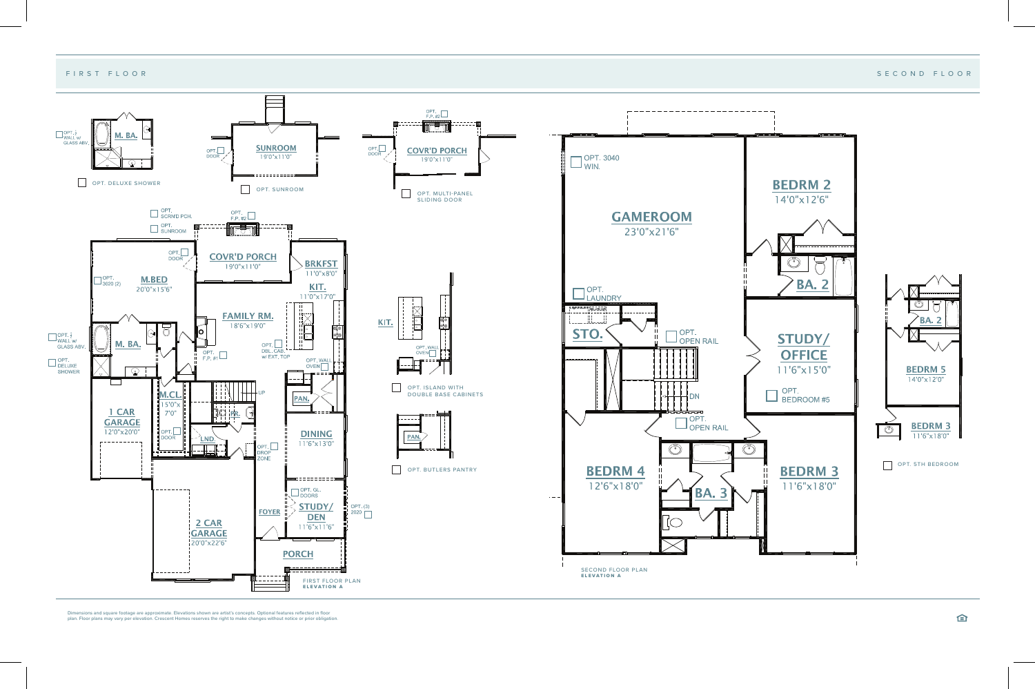FIRST FLOOR

SECOND FLOOR

OPT. ½ WALL w/ GLASS ABV.

M. BA.

OPT. DELUXE SHOWER

OPT. DOOR

SUNROOM
19'0"x11'0"

OPT. SUNROOM

OPT. F.P. #2

OPT. DOOR

COVR'D PORCH
19'0"x11'0"

OPT. MULTI-PANEL SLIDING DOOR

OPT. SCRN'D PCH.

OPT. SUNROOM

OPT. F.P. #2

OPT. DOOR

COVR'D PORCH
19'0"x11'0"

BRKFST
11'0"x8'0"

KIT.
11'0"x17'0"

OPT. 3020 (2)

M.BED
20'0"x15'6"

FAMILY RM.
18'6"x19'0"

OPT. ½ WALL w/ GLASS ABV.

M. BA.

OPT. DELUXE SHOWER

OPT. F.P. #1

OPT. DBL. CAB. w/ EXT. TOP

OPT. WALL OVEN

M.CL.
15'0"x 7'0"

UP

PAN.

1 CAR GARAGE
12'0"x20'0"

OPT. DOOR

LND.

PR.

OPT. DROP ZONE

DINING
11'6"x13'0"

OPT. GL. DOORS

FOYER

STUDY/ DEN
11'6"x11'6"

OPT. (3) 2020

2 CAR GARAGE
20'0"x22'6"

PORCH

FIRST FLOOR PLAN
ELEVATION A

KIT.

OPT. WALL OVEN

OPT. ISLAND WITH DOUBLE BASE CABINETS

PAN.

OPT. BUTLERS PANTRY

OPT. 3040 WIN.

GAMEROOM
23'0"x21'6"

BEDRM 2
14'0"x12'6"

OPT. LAUNDRY

BA. 2

STO.

OPT. OPEN RAIL

STUDY/ OFFICE
11'6"x15'0"

OPT. BEDROOM #5

DN

OPT. OPEN RAIL

BEDRM 4
12'6"x18'0"

BA. 3

BEDRM 3
11'6"x18'0"

SECOND FLOOR PLAN
ELEVATION A

BA. 2

BEDRM 5
14'0"x12'0"

BEDRM 3
11'6"x18'0"

OPT. 5TH BEDROOM

Dimensions and square footage are approximate. Elevations shown are artist's concepts. Optional features reflected in floor plan. Floor plans may vary per elevation. Crescent Homes reserves the right to make changes without notice or prior obligation.